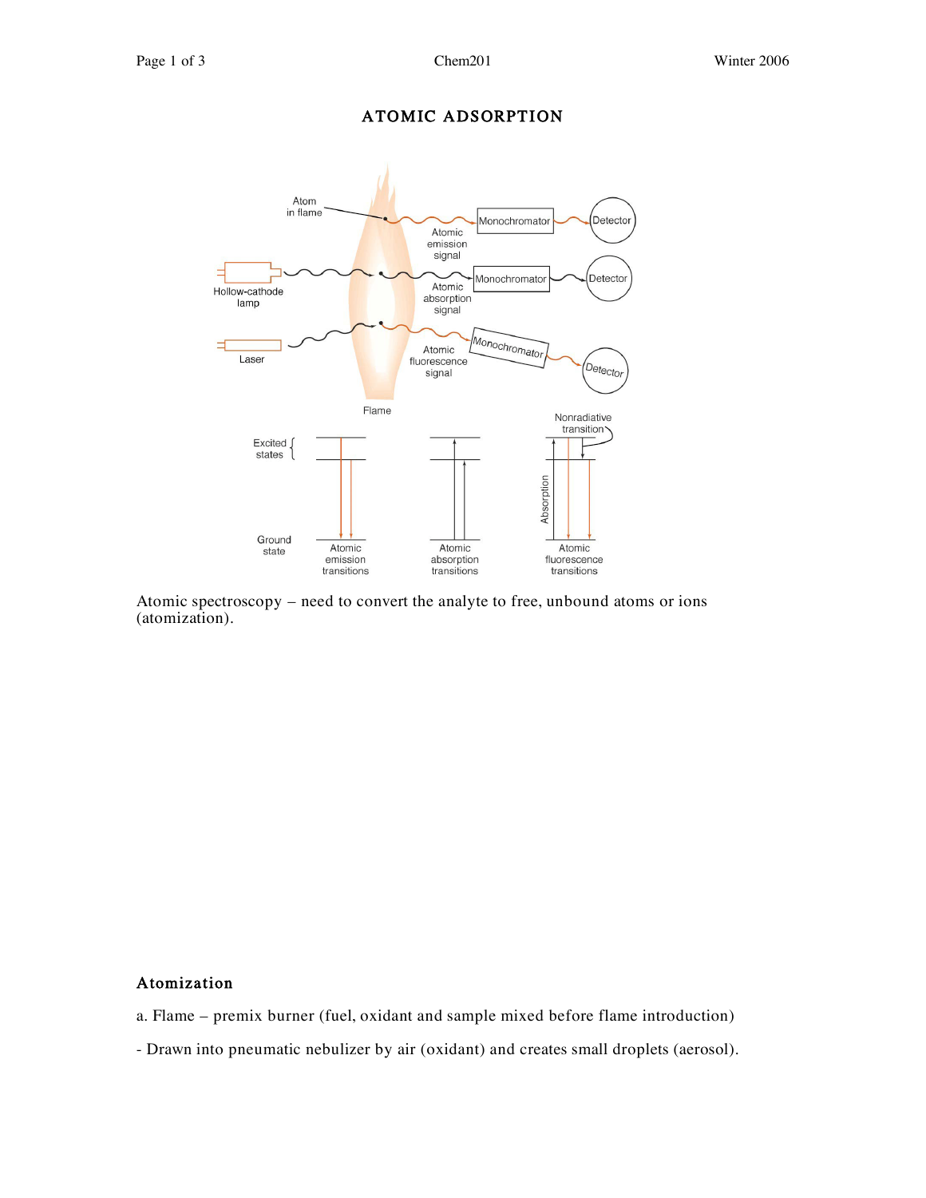# ATOMIC ADSORPTION

Atomic spectroscopy – need to convert the analyte to free, unbound atoms or ions (atomization).

## Atomization

a. Flame – premix burner (fuel, oxidant and sample mixed before flame introduction)

- Drawn into pneumatic nebulizer by air (oxidant) and creates small droplets (aerosol).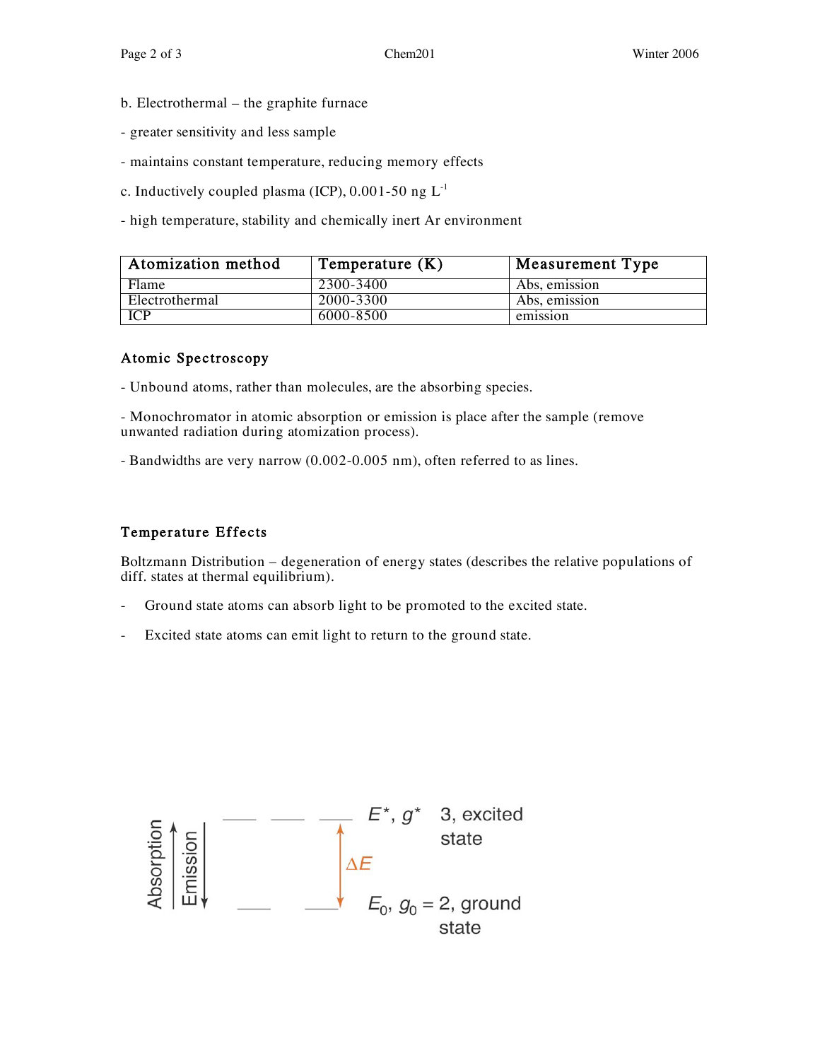b. Electrothermal – the graphite furnace

- greater sensitivity and less sample

- maintains constant temperature, reducing memory effects

c. Inductively coupled plasma (ICP), 0.001-50 ng $L^{-1}$

- high temperature, stability and chemically inert Ar environment

| Atomization method | Temperature (K) | Measurement Type |
|---|---|---|
| Flame | 2300-3400 | Abs, emission |
| Electrothermal | 2000-3300 | Abs, emission |
| ICP | 6000-8500 | emission |

### Atomic Spectroscopy

- Unbound atoms, rather than molecules, are the absorbing species.

- Monochromator in atomic absorption or emission is place after the sample (remove unwanted radiation during atomization process).

- Bandwidths are very narrow (0.002-0.005 nm), often referred to as lines.

### Temperature Effects

Boltzmann Distribution – degeneration of energy states (describes the relative populations of diff. states at thermal equilibrium).

- Ground state atoms can absorb light to be promoted to the excited state.
- Excited state atoms can emit light to return to the ground state.

Absorption ↑ Emission ↓

$E^*$, $g^*$ 3, excited state

$\Delta E$

$E_0$, $g_0$ = 2, ground state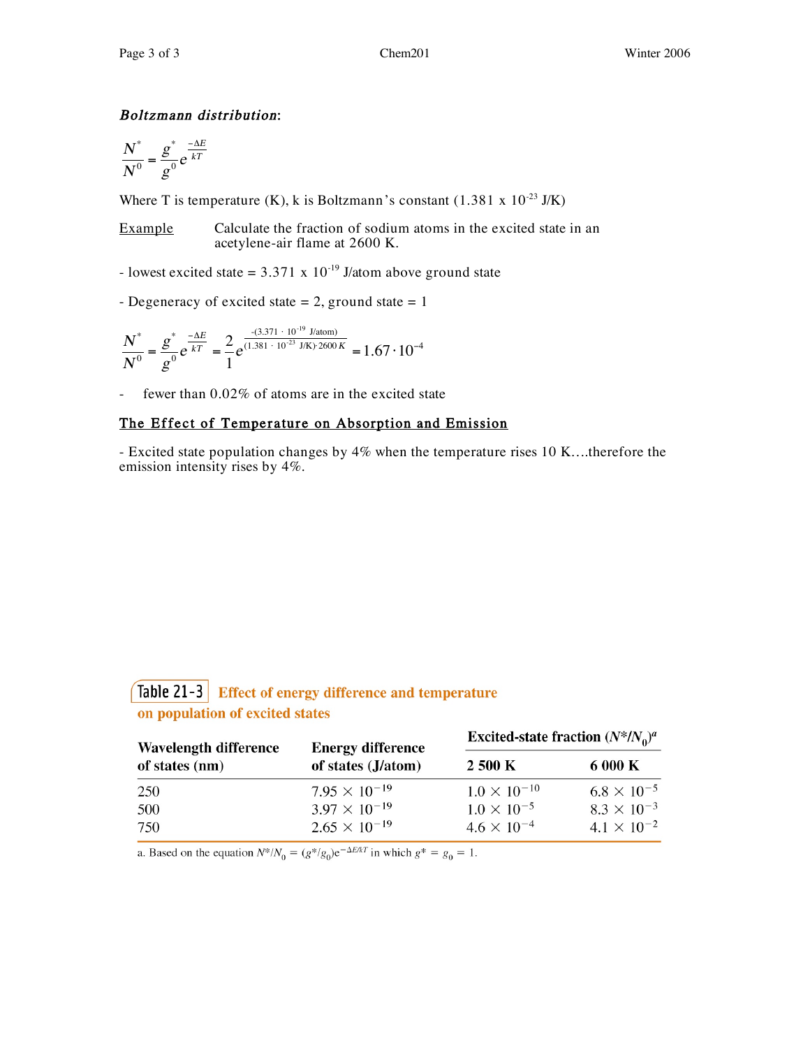***Boltzmann distribution*:**

$$\frac{N^*}{N^0} = \frac{g^*}{g^0} e^{\frac{-\Delta E}{kT}}$$

Where T is temperature (K), k is Boltzmann's constant ($1.381 \times 10^{-23}$ J/K)

<u>Example</u> Calculate the fraction of sodium atoms in the excited state in an acetylene-air flame at 2600 K.

- lowest excited state = $3.371 \times 10^{-19}$ J/atom above ground state

- Degeneracy of excited state = 2, ground state = 1

$$\frac{N^*}{N^0} = \frac{g^*}{g^0} e^{\frac{-\Delta E}{kT}} = \frac{2}{1} e^{\frac{-(3.371 \cdot 10^{-19} \text{ J/atom})}{(1.381 \cdot 10^{-23} \text{ J/K}) \cdot 2600 \text{ K}}} = 1.67 \cdot 10^{-4}$$

- fewer than 0.02% of atoms are in the excited state

## <u>The Effect of Temperature on Absorption and Emission</u>

- Excited state population changes by 4% when the temperature rises 10 K….therefore the emission intensity rises by 4%.

**Table 21-3 Effect of energy difference and temperature on population of excited states**

| Wavelength difference of states (nm) | Energy difference of states (J/atom) | Excited-state fraction $(N^*/N_0)^a$ | |
|---|---|---|---|
| | | **2 500 K** | **6 000 K** |
| 250 | $7.95 \times 10^{-19}$ | $1.0 \times 10^{-10}$ | $6.8 \times 10^{-5}$ |
| 500 | $3.97 \times 10^{-19}$ | $1.0 \times 10^{-5}$ | $8.3 \times 10^{-3}$ |
| 750 | $2.65 \times 10^{-19}$ | $4.6 \times 10^{-4}$ | $4.1 \times 10^{-2}$ |

a. Based on the equation $N^*/N_0 = (g^*/g_0)e^{-\Delta E/kT}$ in which $g^* = g_0 = 1$.